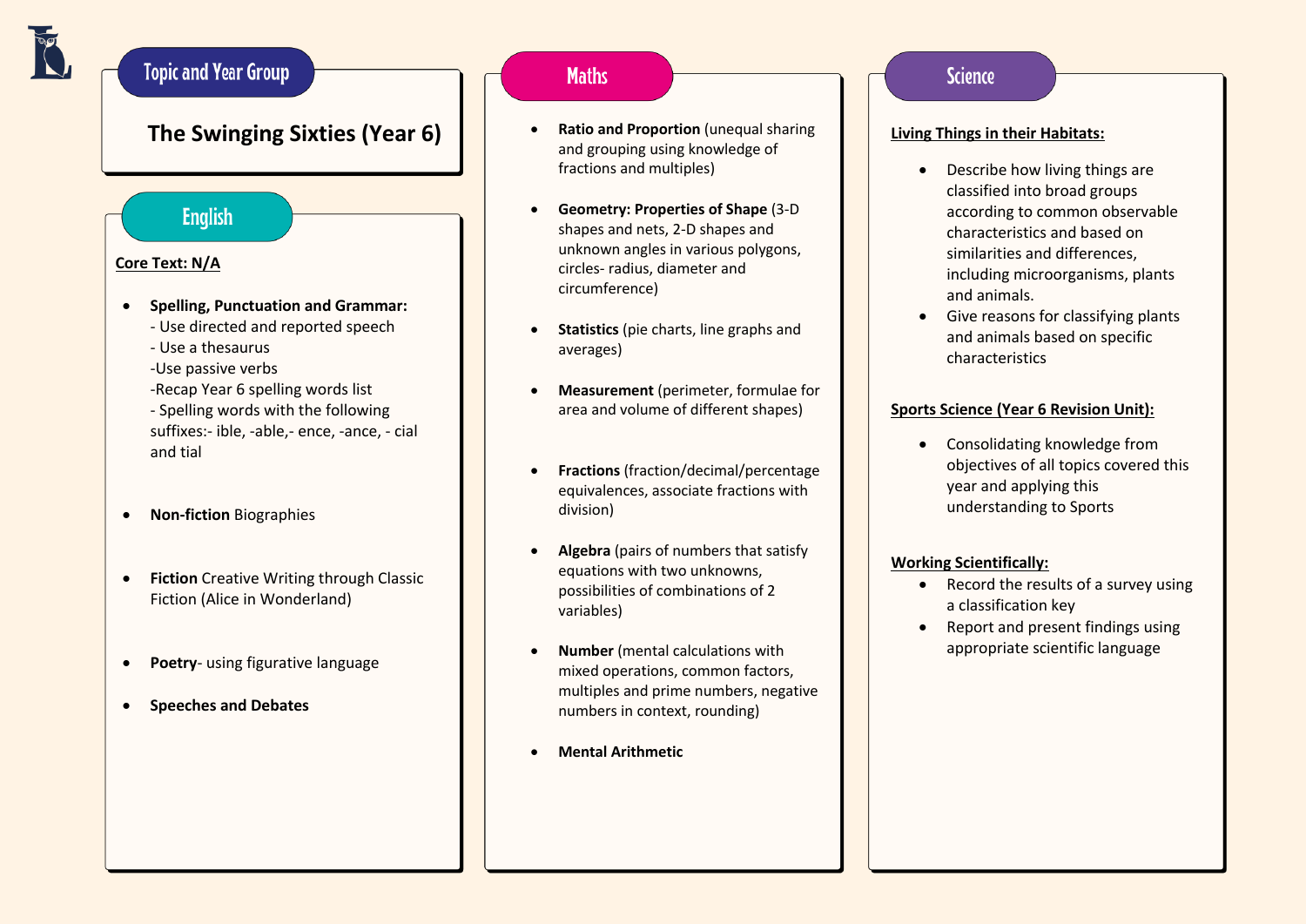## Topic and Year Group

**The Swinging Sixties (Year 6)**

## English

**Core Text: N/A**

- **Spelling, Punctuation and Grammar:**
  - Use directed and reported speech
  - Use a thesaurus
  - Use passive verbs
  - Recap Year 6 spelling words list
  - Spelling words with the following suffixes:- ible, -able,- ence, -ance, - cial and tial
- **Non-fiction** Biographies
- **Fiction** Creative Writing through Classic Fiction (Alice in Wonderland)
- **Poetry**- using figurative language
- **Speeches and Debates**

## Maths

- **Ratio and Proportion** (unequal sharing and grouping using knowledge of fractions and multiples)
- **Geometry: Properties of Shape** (3-D shapes and nets, 2-D shapes and unknown angles in various polygons, circles- radius, diameter and circumference)
- **Statistics** (pie charts, line graphs and averages)
- **Measurement** (perimeter, formulae for area and volume of different shapes)
- **Fractions** (fraction/decimal/percentage equivalences, associate fractions with division)
- **Algebra** (pairs of numbers that satisfy equations with two unknowns, possibilities of combinations of 2 variables)
- **Number** (mental calculations with mixed operations, common factors, multiples and prime numbers, negative numbers in context, rounding)
- **Mental Arithmetic**

## Science

**Living Things in their Habitats:**

- Describe how living things are classified into broad groups according to common observable characteristics and based on similarities and differences, including microorganisms, plants and animals.
- Give reasons for classifying plants and animals based on specific characteristics

**Sports Science (Year 6 Revision Unit):**

- Consolidating knowledge from objectives of all topics covered this year and applying this understanding to Sports

**Working Scientifically:**

- Record the results of a survey using a classification key
- Report and present findings using appropriate scientific language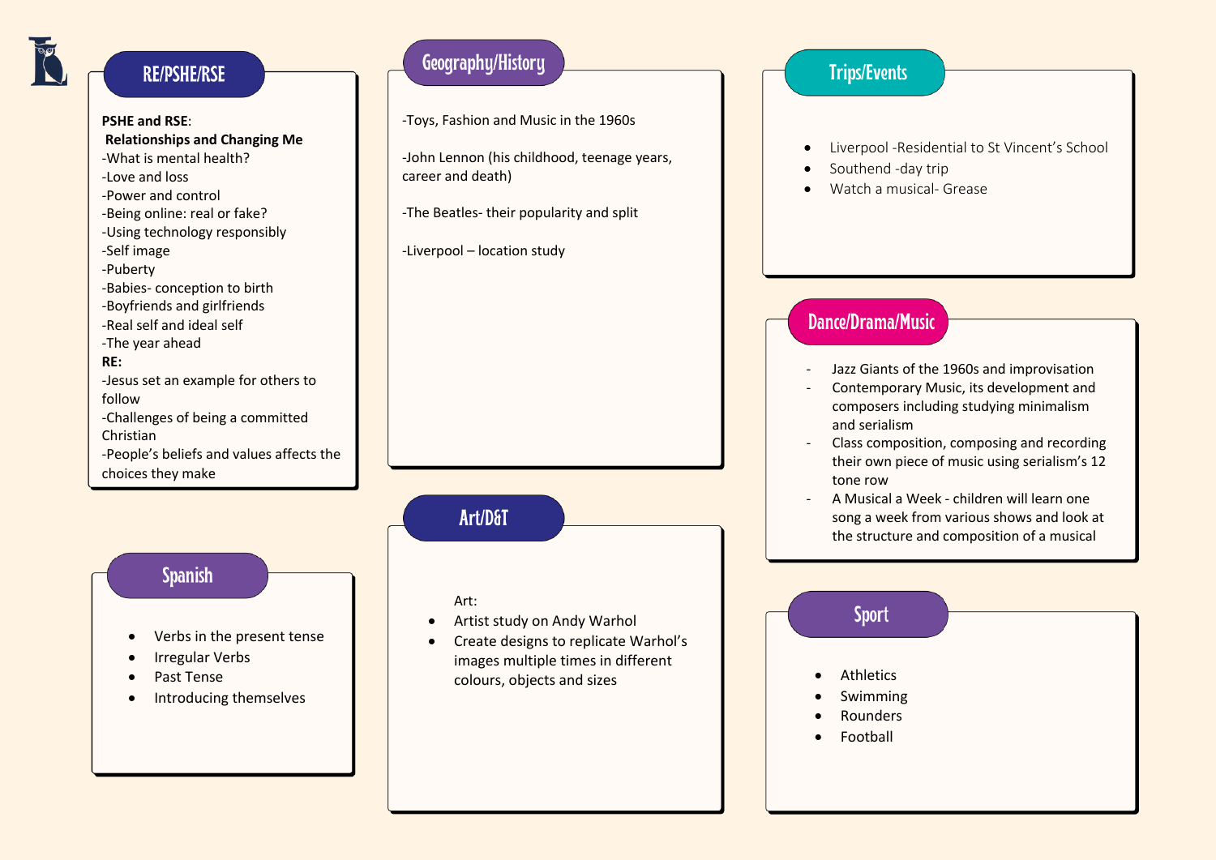## RE/PSHE/RSE

**PSHE and RSE**:
**Relationships and Changing Me**
-What is mental health?
-Love and loss
-Power and control
-Being online: real or fake?
-Using technology responsibly
-Self image
-Puberty
-Babies- conception to birth
-Boyfriends and girlfriends
-Real self and ideal self
-The year ahead
**RE:**
-Jesus set an example for others to follow
-Challenges of being a committed Christian
-People's beliefs and values affects the choices they make

## Spanish

- Verbs in the present tense
- Irregular Verbs
- Past Tense
- Introducing themselves

## Geography/History

-Toys, Fashion and Music in the 1960s

-John Lennon (his childhood, teenage years, career and death)

-The Beatles- their popularity and split

-Liverpool – location study

## Art/D&T

Art:
- Artist study on Andy Warhol
- Create designs to replicate Warhol's images multiple times in different colours, objects and sizes

## Trips/Events

- Liverpool -Residential to St Vincent's School
- Southend -day trip
- Watch a musical- Grease

## Dance/Drama/Music

- Jazz Giants of the 1960s and improvisation
- Contemporary Music, its development and composers including studying minimalism and serialism
- Class composition, composing and recording their own piece of music using serialism's 12 tone row
- A Musical a Week - children will learn one song a week from various shows and look at the structure and composition of a musical

## Sport

- Athletics
- Swimming
- Rounders
- Football